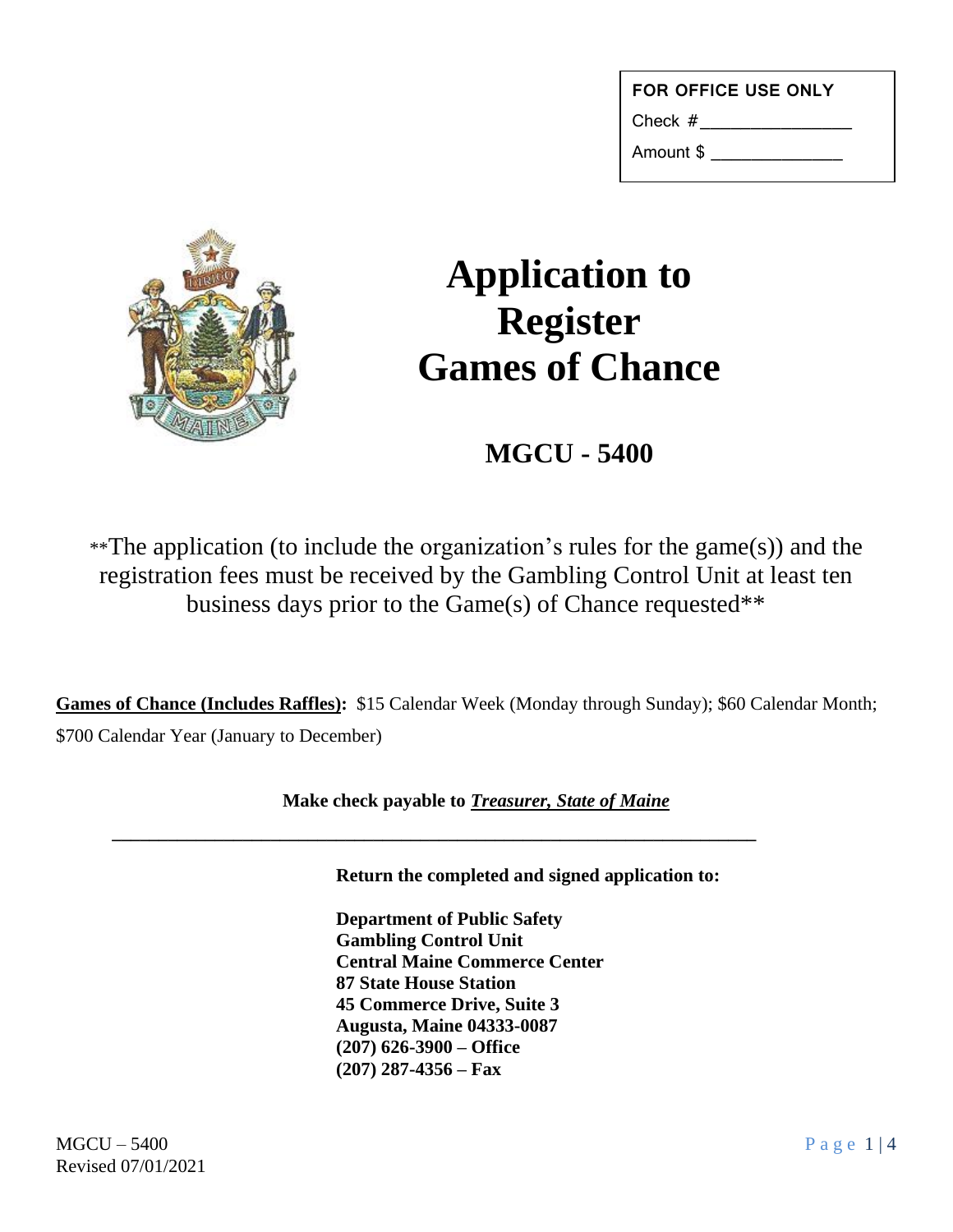| FOR OFFICE USE ONLY |
| --- |
| Check # _______________ |
| Amount $ ______________ |

# Application to Register Games of Chance

## MGCU - 5400

**The application (to include the organization's rules for the game(s)) and the registration fees must be received by the Gambling Control Unit at least ten business days prior to the Game(s) of Chance requested**

**Games of Chance (Includes Raffles):** $15 Calendar Week (Monday through Sunday); $60 Calendar Month; $700 Calendar Year (January to December)

**Make check payable to *Treasurer, State of Maine***

---

**Return the completed and signed application to:**

**Department of Public Safety**
**Gambling Control Unit**
**Central Maine Commerce Center**
**87 State House Station**
**45 Commerce Drive, Suite 3**
**Augusta, Maine 04333-0087**
**(207) 626-3900 – Office**
**(207) 287-4356 – Fax**

MGCU – 5400
Revised 07/01/2021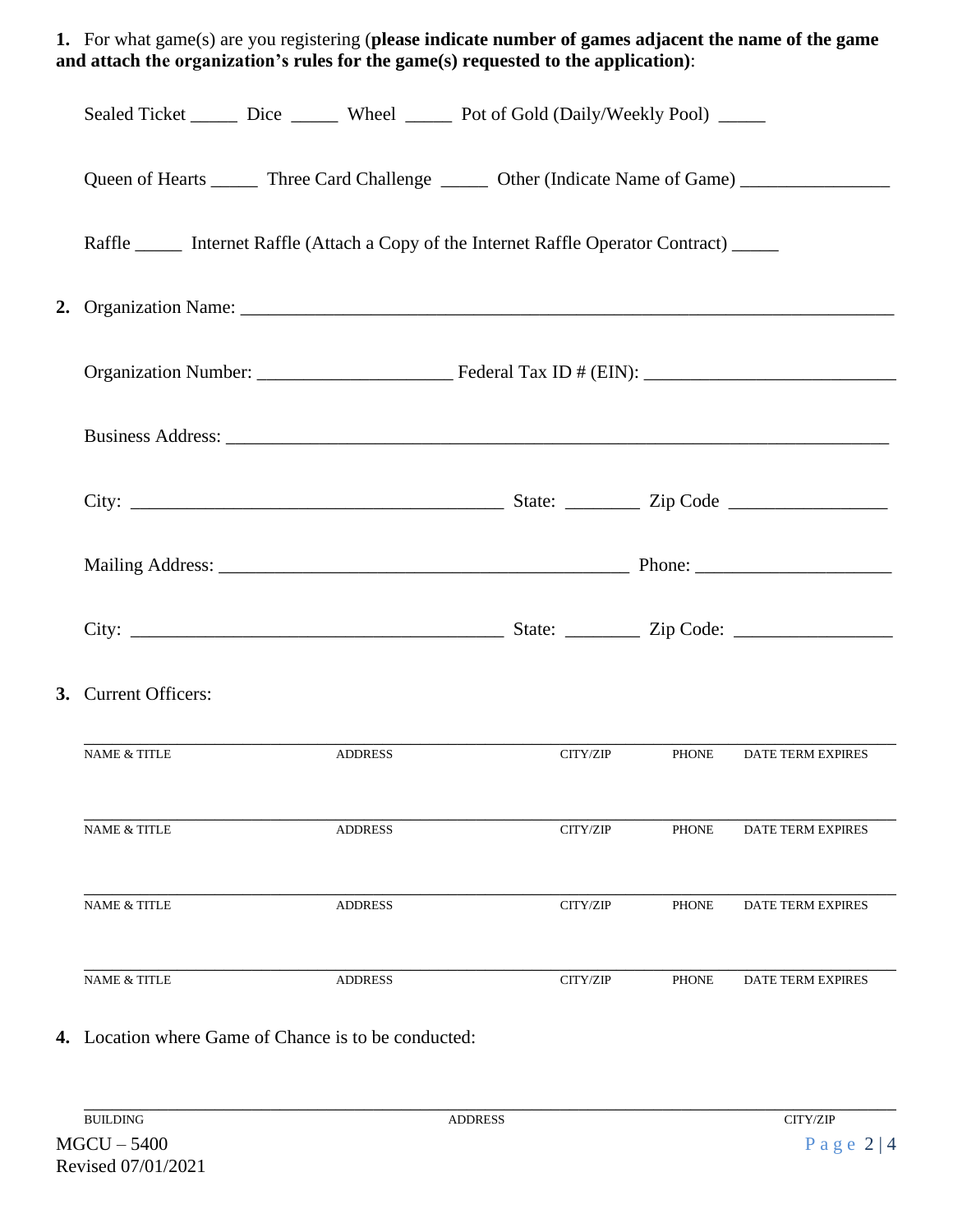**1.** For what game(s) are you registering (**please indicate number of games adjacent the name of the game and attach the organization's rules for the game(s) requested to the application**):

Sealed Ticket _____ Dice _____ Wheel _____ Pot of Gold (Daily/Weekly Pool) _____

Queen of Hearts _____ Three Card Challenge _____ Other (Indicate Name of Game) ________________

Raffle _____ Internet Raffle (Attach a Copy of the Internet Raffle Operator Contract) _____

**2.** Organization Name: ___________________________________________________________________________

Organization Number: ____________________ Federal Tax ID # (EIN): ___________________________

Business Address: ____________________________________________________________________________

City: ________________________________________ State: ________ Zip Code _________________

Mailing Address: _____________________________________________ Phone: ____________________

City: ________________________________________ State: ________ Zip Code: _________________

**3.** Current Officers:

| NAME & TITLE | ADDRESS | CITY/ZIP | PHONE | DATE TERM EXPIRES |
|---|---|---|---|---|
| | | | | |
| | | | | |
| | | | | |
| | | | | |

**4.** Location where Game of Chance is to be conducted:

| BUILDING | ADDRESS | CITY/ZIP |
|---|---|---|
| | | |

MGCU – 5400
Revised 07/01/2021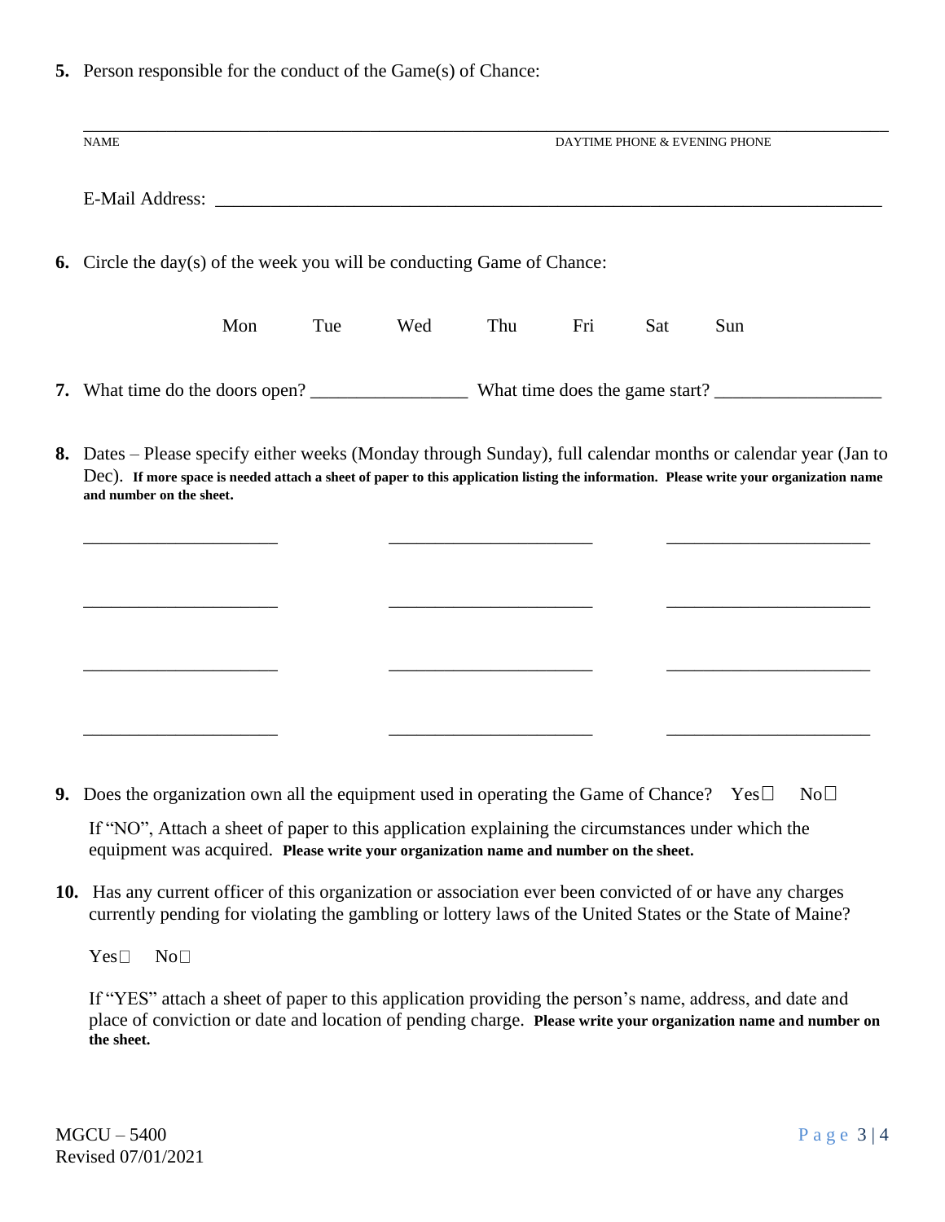**5.** Person responsible for the conduct of the Game(s) of Chance:

______________________________________________________________________________

NAME DAYTIME PHONE & EVENING PHONE

E-Mail Address: ____________________________________________________________

**6.** Circle the day(s) of the week you will be conducting Game of Chance:

Mon Tue Wed Thu Fri Sat Sun

**7.** What time do the doors open? _______________ What time does the game start? _______________

**8.** Dates – Please specify either weeks (Monday through Sunday), full calendar months or calendar year (Jan to Dec). **If more space is needed attach a sheet of paper to this application listing the information. Please write your organization name and number on the sheet.**

____________________ ____________________ ____________________

____________________ ____________________ ____________________

____________________ ____________________ ____________________

____________________ ____________________ ____________________

**9.** Does the organization own all the equipment used in operating the Game of Chance? Yes☐ No☐

If "NO", Attach a sheet of paper to this application explaining the circumstances under which the equipment was acquired. **Please write your organization name and number on the sheet.**

**10.** Has any current officer of this organization or association ever been convicted of or have any charges currently pending for violating the gambling or lottery laws of the United States or the State of Maine?

Yes☐ No☐

If "YES" attach a sheet of paper to this application providing the person's name, address, and date and place of conviction or date and location of pending charge. **Please write your organization name and number on the sheet.**

MGCU – 5400
Revised 07/01/2021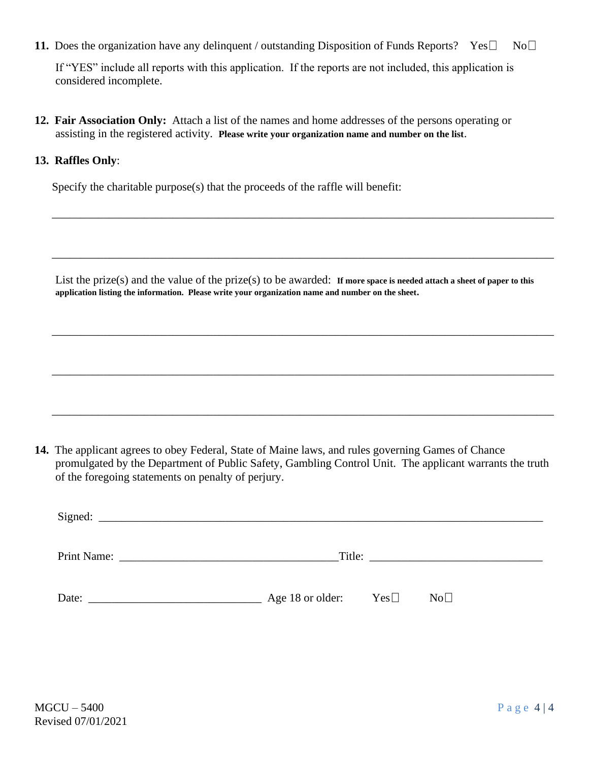**11.** Does the organization have any delinquent / outstanding Disposition of Funds Reports? Yes☐ No☐

If "YES" include all reports with this application. If the reports are not included, this application is considered incomplete.

**12. Fair Association Only:** Attach a list of the names and home addresses of the persons operating or assisting in the registered activity. **Please write your organization name and number on the list**.

**13. Raffles Only**:

Specify the charitable purpose(s) that the proceeds of the raffle will benefit:

_______________________________________________________________________________

_______________________________________________________________________________

List the prize(s) and the value of the prize(s) to be awarded: **If more space is needed attach a sheet of paper to this application listing the information. Please write your organization name and number on the sheet.**

_______________________________________________________________________________

_______________________________________________________________________________

_______________________________________________________________________________

**14.** The applicant agrees to obey Federal, State of Maine laws, and rules governing Games of Chance promulgated by the Department of Public Safety, Gambling Control Unit. The applicant warrants the truth of the foregoing statements on penalty of perjury.

Signed: _______________________________________________________________________

Print Name: _____________________________________Title: ____________________________

Date: _____________________________ Age 18 or older: Yes☐ No☐

MGCU – 5400
Revised 07/01/2021